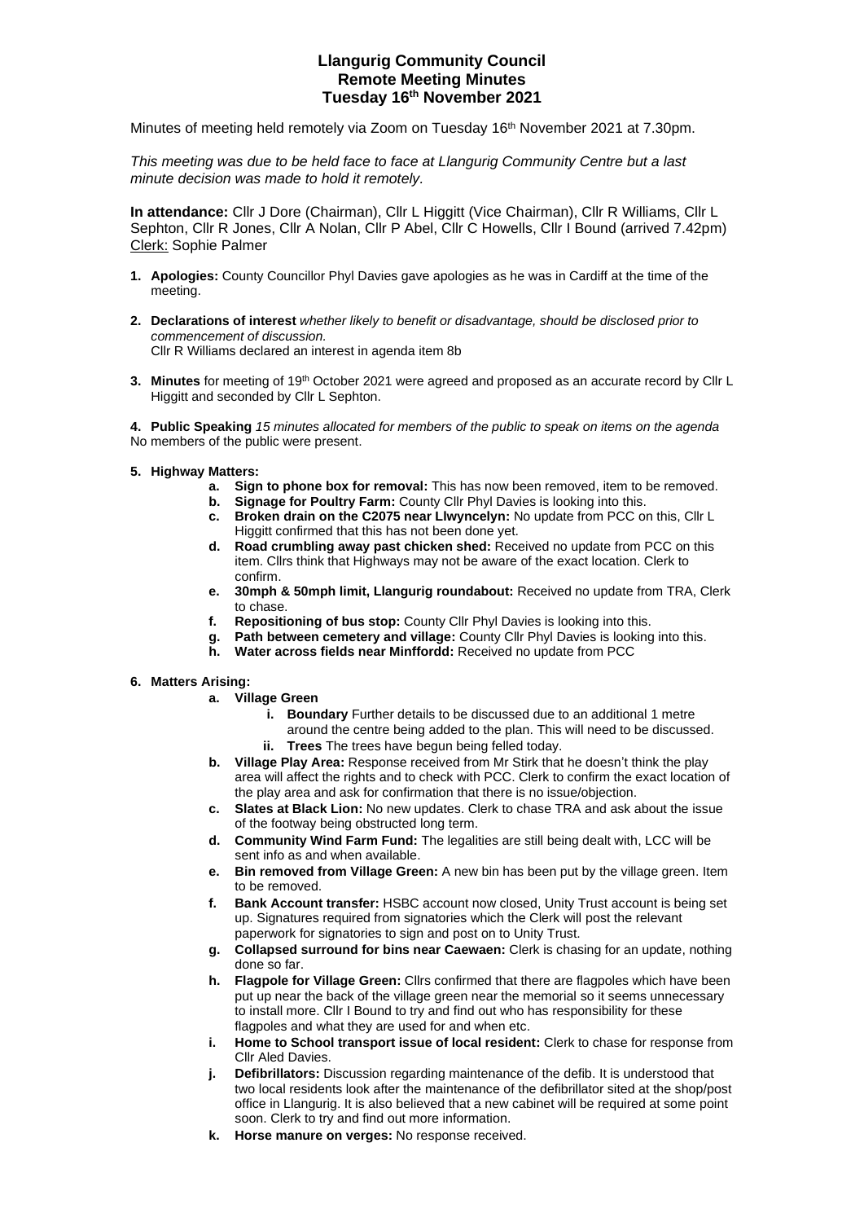# Llangurig Community Council
## Remote Meeting Minutes
## Tuesday 16th November 2021

Minutes of meeting held remotely via Zoom on Tuesday 16th November 2021 at 7.30pm.

*This meeting was due to be held face to face at Llangurig Community Centre but a last minute decision was made to hold it remotely.*

**In attendance:** Cllr J Dore (Chairman), Cllr L Higgitt (Vice Chairman), Cllr R Williams, Cllr L Sephton, Cllr R Jones, Cllr A Nolan, Cllr P Abel, Cllr C Howells, Cllr I Bound (arrived 7.42pm)
Clerk: Sophie Palmer

1. **Apologies:** County Councillor Phyl Davies gave apologies as he was in Cardiff at the time of the meeting.

2. **Declarations of interest** *whether likely to benefit or disadvantage, should be disclosed prior to commencement of discussion.*
   Cllr R Williams declared an interest in agenda item 8b

3. **Minutes** for meeting of 19th October 2021 were agreed and proposed as an accurate record by Cllr L Higgitt and seconded by Cllr L Sephton.

4. **Public Speaking** *15 minutes allocated for members of the public to speak on items on the agenda*
   No members of the public were present.

5. **Highway Matters:**
   a. **Sign to phone box for removal:** This has now been removed, item to be removed.
   b. **Signage for Poultry Farm:** County Cllr Phyl Davies is looking into this.
   c. **Broken drain on the C2075 near Llwyncelyn:** No update from PCC on this, Cllr L Higgitt confirmed that this has not been done yet.
   d. **Road crumbling away past chicken shed:** Received no update from PCC on this item. Cllrs think that Highways may not be aware of the exact location. Clerk to confirm.
   e. **30mph & 50mph limit, Llangurig roundabout:** Received no update from TRA, Clerk to chase.
   f. **Repositioning of bus stop:** County Cllr Phyl Davies is looking into this.
   g. **Path between cemetery and village:** County Cllr Phyl Davies is looking into this.
   h. **Water across fields near Minffordd:** Received no update from PCC

6. **Matters Arising:**
   a. **Village Green**
      i. **Boundary** Further details to be discussed due to an additional 1 metre around the centre being added to the plan. This will need to be discussed.
      ii. **Trees** The trees have begun being felled today.
   b. **Village Play Area:** Response received from Mr Stirk that he doesn't think the play area will affect the rights and to check with PCC. Clerk to confirm the exact location of the play area and ask for confirmation that there is no issue/objection.
   c. **Slates at Black Lion:** No new updates. Clerk to chase TRA and ask about the issue of the footway being obstructed long term.
   d. **Community Wind Farm Fund:** The legalities are still being dealt with, LCC will be sent info as and when available.
   e. **Bin removed from Village Green:** A new bin has been put by the village green. Item to be removed.
   f. **Bank Account transfer:** HSBC account now closed, Unity Trust account is being set up. Signatures required from signatories which the Clerk will post the relevant paperwork for signatories to sign and post on to Unity Trust.
   g. **Collapsed surround for bins near Caewaen:** Clerk is chasing for an update, nothing done so far.
   h. **Flagpole for Village Green:** Cllrs confirmed that there are flagpoles which have been put up near the back of the village green near the memorial so it seems unnecessary to install more. Cllr I Bound to try and find out who has responsibility for these flagpoles and what they are used for and when etc.
   i. **Home to School transport issue of local resident:** Clerk to chase for response from Cllr Aled Davies.
   j. **Defibrillators:** Discussion regarding maintenance of the defib. It is understood that two local residents look after the maintenance of the defibrillator sited at the shop/post office in Llangurig. It is also believed that a new cabinet will be required at some point soon. Clerk to try and find out more information.
   k. **Horse manure on verges:** No response received.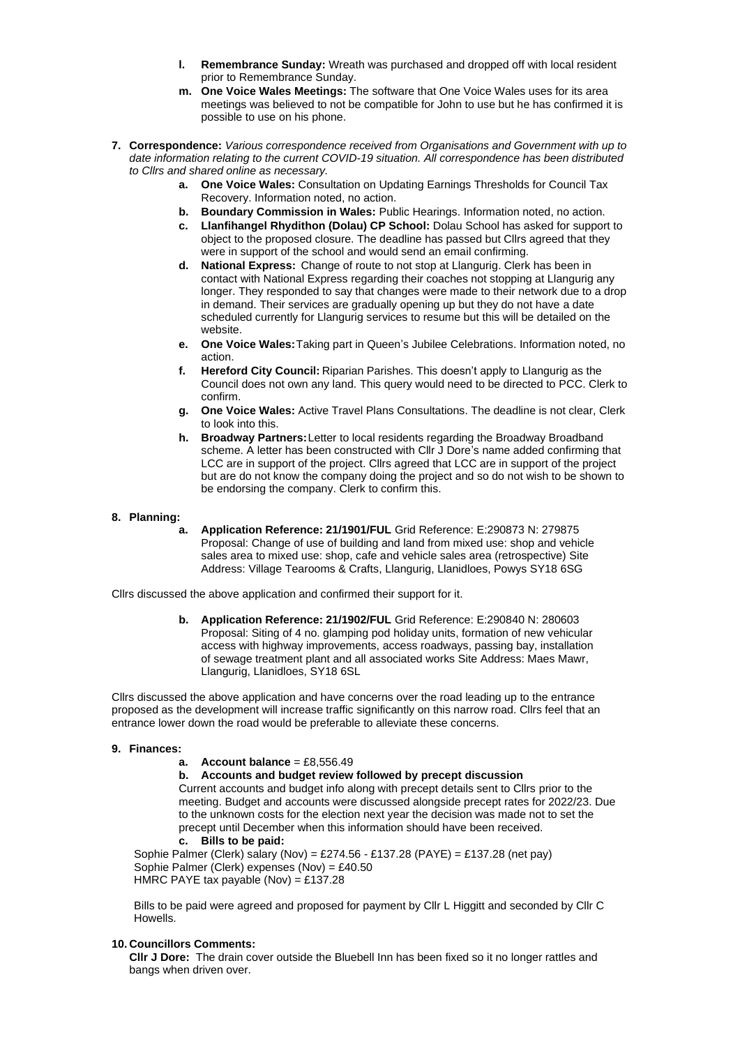- **l. Remembrance Sunday:** Wreath was purchased and dropped off with local resident prior to Remembrance Sunday.
- **m. One Voice Wales Meetings:** The software that One Voice Wales uses for its area meetings was believed to not be compatible for John to use but he has confirmed it is possible to use on his phone.

**7. Correspondence:** *Various correspondence received from Organisations and Government with up to date information relating to the current COVID-19 situation. All correspondence has been distributed to Cllrs and shared online as necessary.*

- **a. One Voice Wales:** Consultation on Updating Earnings Thresholds for Council Tax Recovery. Information noted, no action.
- **b. Boundary Commission in Wales:** Public Hearings. Information noted, no action.
- **c. Llanfihangel Rhydithon (Dolau) CP School:** Dolau School has asked for support to object to the proposed closure. The deadline has passed but Cllrs agreed that they were in support of the school and would send an email confirming.
- **d. National Express:** Change of route to not stop at Llangurig. Clerk has been in contact with National Express regarding their coaches not stopping at Llangurig any longer. They responded to say that changes were made to their network due to a drop in demand. Their services are gradually opening up but they do not have a date scheduled currently for Llangurig services to resume but this will be detailed on the website.
- **e. One Voice Wales:** Taking part in Queen's Jubilee Celebrations. Information noted, no action.
- **f. Hereford City Council:** Riparian Parishes. This doesn't apply to Llangurig as the Council does not own any land. This query would need to be directed to PCC. Clerk to confirm.
- **g. One Voice Wales:** Active Travel Plans Consultations. The deadline is not clear, Clerk to look into this.
- **h. Broadway Partners:** Letter to local residents regarding the Broadway Broadband scheme. A letter has been constructed with Cllr J Dore's name added confirming that LCC are in support of the project. Cllrs agreed that LCC are in support of the project but are do not know the company doing the project and so do not wish to be shown to be endorsing the company. Clerk to confirm this.

**8. Planning:**

- **a. Application Reference: 21/1901/FUL** Grid Reference: E:290873 N: 279875 Proposal: Change of use of building and land from mixed use: shop and vehicle sales area to mixed use: shop, cafe and vehicle sales area (retrospective) Site Address: Village Tearooms & Crafts, Llangurig, Llanidloes, Powys SY18 6SG

Cllrs discussed the above application and confirmed their support for it.

- **b. Application Reference: 21/1902/FUL** Grid Reference: E:290840 N: 280603 Proposal: Siting of 4 no. glamping pod holiday units, formation of new vehicular access with highway improvements, access roadways, passing bay, installation of sewage treatment plant and all associated works Site Address: Maes Mawr, Llangurig, Llanidloes, SY18 6SL

Cllrs discussed the above application and have concerns over the road leading up to the entrance proposed as the development will increase traffic significantly on this narrow road. Cllrs feel that an entrance lower down the road would be preferable to alleviate these concerns.

**9. Finances:**

- **a. Account balance** = £8,556.49
- **b. Accounts and budget review followed by precept discussion**
  Current accounts and budget info along with precept details sent to Cllrs prior to the meeting. Budget and accounts were discussed alongside precept rates for 2022/23. Due to the unknown costs for the election next year the decision was made not to set the precept until December when this information should have been received.
- **c. Bills to be paid:**

Sophie Palmer (Clerk) salary (Nov) = £274.56 - £137.28 (PAYE) = £137.28 (net pay)
Sophie Palmer (Clerk) expenses (Nov) = £40.50
HMRC PAYE tax payable (Nov) = £137.28

Bills to be paid were agreed and proposed for payment by Cllr L Higgitt and seconded by Cllr C Howells.

**10. Councillors Comments:**

**Cllr J Dore:** The drain cover outside the Bluebell Inn has been fixed so it no longer rattles and bangs when driven over.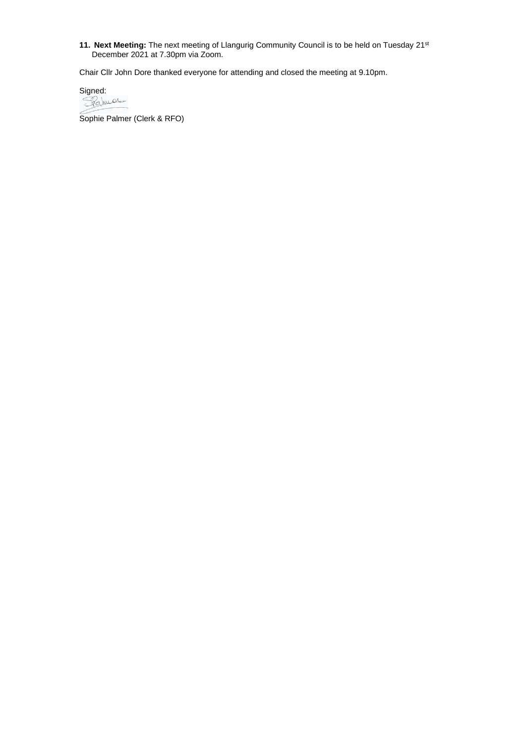11. **Next Meeting:** The next meeting of Llangurig Community Council is to be held on Tuesday 21st December 2021 at 7.30pm via Zoom.

Chair Cllr John Dore thanked everyone for attending and closed the meeting at 9.10pm.

Signed:

Sophie Palmer (Clerk & RFO)